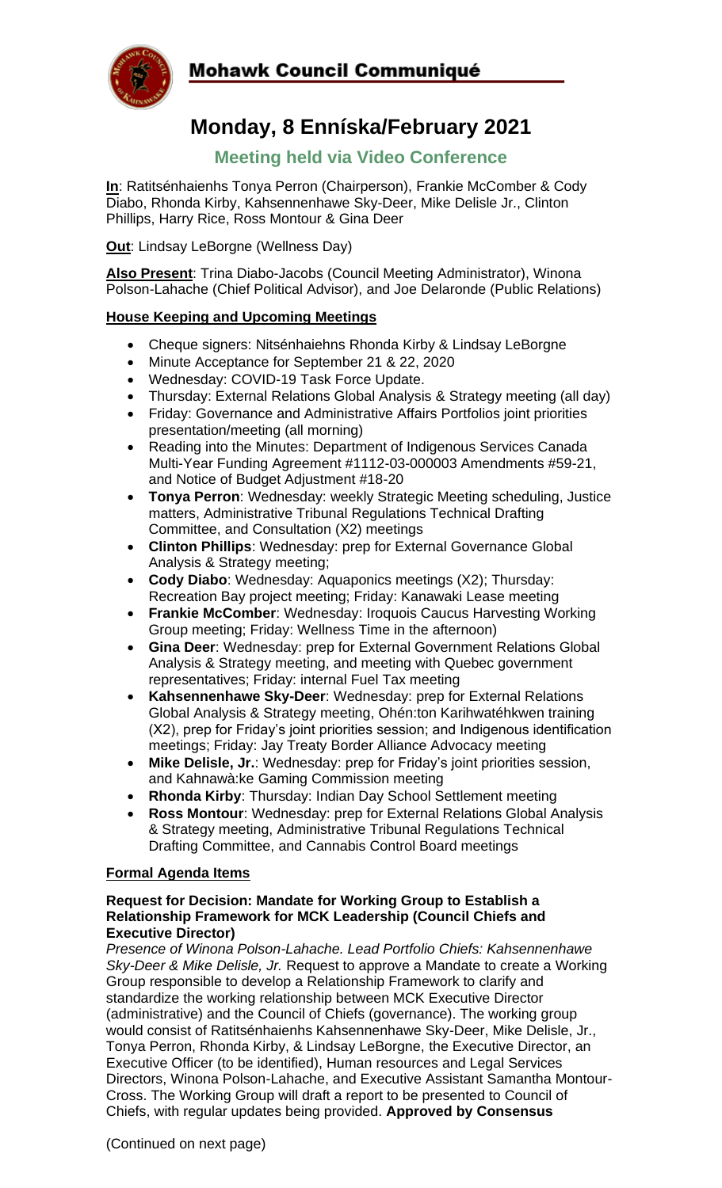# Mohawk Council Communiqué

## Monday, 8 Enníska/February 2021

### Meeting held via Video Conference

**In**: Ratitsénhaienhs Tonya Perron (Chairperson), Frankie McComber & Cody Diabo, Rhonda Kirby, Kahsennenhawe Sky-Deer, Mike Delisle Jr., Clinton Phillips, Harry Rice, Ross Montour & Gina Deer

**Out**: Lindsay LeBorgne (Wellness Day)

**Also Present**: Trina Diabo-Jacobs (Council Meeting Administrator), Winona Polson-Lahache (Chief Political Advisor), and Joe Delaronde (Public Relations)

**House Keeping and Upcoming Meetings**

- Cheque signers: Nitsénhaiehns Rhonda Kirby & Lindsay LeBorgne
- Minute Acceptance for September 21 & 22, 2020
- Wednesday: COVID-19 Task Force Update.
- Thursday: External Relations Global Analysis & Strategy meeting (all day)
- Friday: Governance and Administrative Affairs Portfolios joint priorities presentation/meeting (all morning)
- Reading into the Minutes: Department of Indigenous Services Canada Multi-Year Funding Agreement #1112-03-000003 Amendments #59-21, and Notice of Budget Adjustment #18-20
- **Tonya Perron**: Wednesday: weekly Strategic Meeting scheduling, Justice matters, Administrative Tribunal Regulations Technical Drafting Committee, and Consultation (X2) meetings
- **Clinton Phillips**: Wednesday: prep for External Governance Global Analysis & Strategy meeting;
- **Cody Diabo**: Wednesday: Aquaponics meetings (X2); Thursday: Recreation Bay project meeting; Friday: Kanawaki Lease meeting
- **Frankie McComber**: Wednesday: Iroquois Caucus Harvesting Working Group meeting; Friday: Wellness Time in the afternoon)
- **Gina Deer**: Wednesday: prep for External Government Relations Global Analysis & Strategy meeting, and meeting with Quebec government representatives; Friday: internal Fuel Tax meeting
- **Kahsennenhawe Sky-Deer**: Wednesday: prep for External Relations Global Analysis & Strategy meeting, Ohén:ton Karihwatéhkwen training (X2), prep for Friday's joint priorities session; and Indigenous identification meetings; Friday: Jay Treaty Border Alliance Advocacy meeting
- **Mike Delisle, Jr.**: Wednesday: prep for Friday's joint priorities session, and Kahnawà:ke Gaming Commission meeting
- **Rhonda Kirby**: Thursday: Indian Day School Settlement meeting
- **Ross Montour**: Wednesday: prep for External Relations Global Analysis & Strategy meeting, Administrative Tribunal Regulations Technical Drafting Committee, and Cannabis Control Board meetings

**Formal Agenda Items**

**Request for Decision: Mandate for Working Group to Establish a Relationship Framework for MCK Leadership (Council Chiefs and Executive Director)**

*Presence of Winona Polson-Lahache. Lead Portfolio Chiefs: Kahsennenhawe Sky-Deer & Mike Delisle, Jr.* Request to approve a Mandate to create a Working Group responsible to develop a Relationship Framework to clarify and standardize the working relationship between MCK Executive Director (administrative) and the Council of Chiefs (governance). The working group would consist of Ratitsénhaienhs Kahsennenhawe Sky-Deer, Mike Delisle, Jr., Tonya Perron, Rhonda Kirby, & Lindsay LeBorgne, the Executive Director, an Executive Officer (to be identified), Human resources and Legal Services Directors, Winona Polson-Lahache, and Executive Assistant Samantha Montour-Cross. The Working Group will draft a report to be presented to Council of Chiefs, with regular updates being provided. **Approved by Consensus**

(Continued on next page)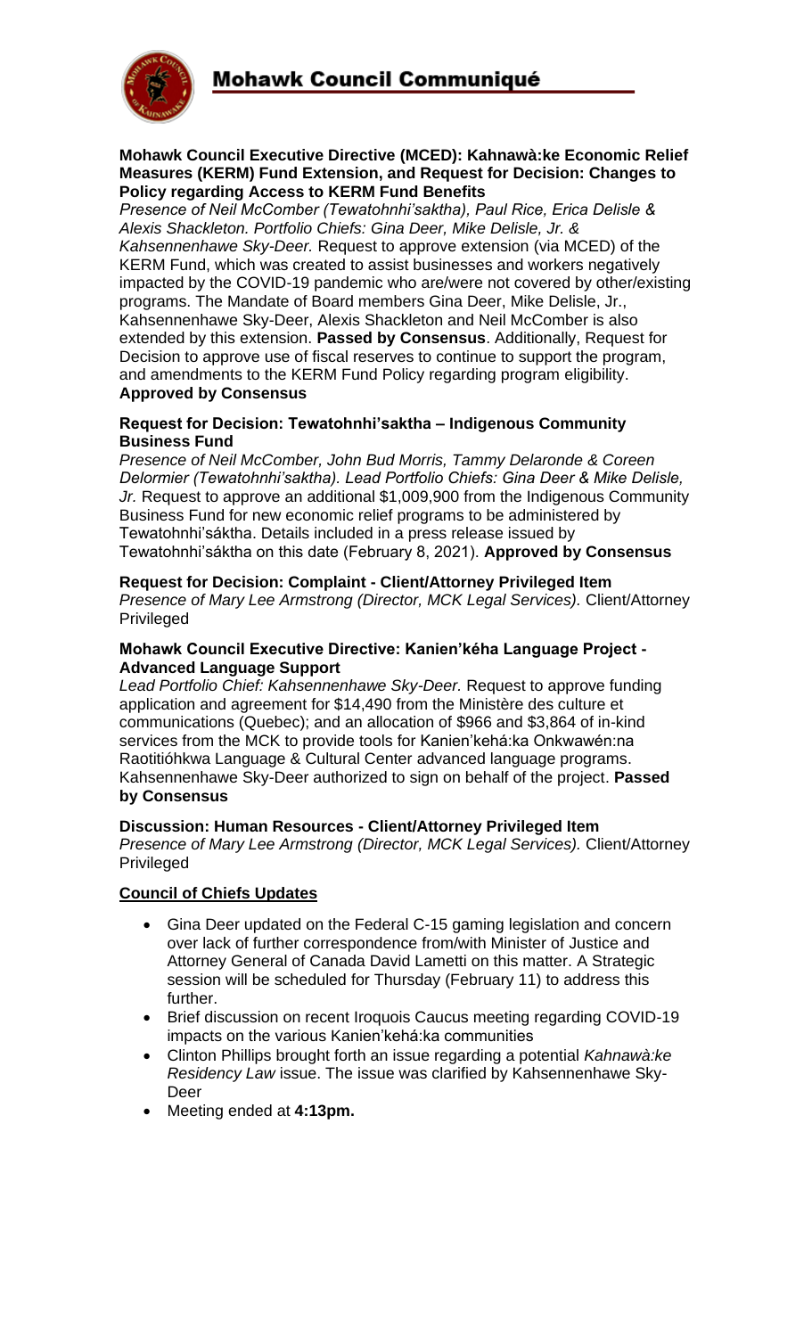**Mohawk Council Executive Directive (MCED): Kahnawà:ke Economic Relief Measures (KERM) Fund Extension, and Request for Decision: Changes to Policy regarding Access to KERM Fund Benefits**

*Presence of Neil McComber (Tewatohnhi'saktha), Paul Rice, Erica Delisle & Alexis Shackleton. Portfolio Chiefs: Gina Deer, Mike Delisle, Jr. & Kahsennenhawe Sky-Deer.* Request to approve extension (via MCED) of the KERM Fund, which was created to assist businesses and workers negatively impacted by the COVID-19 pandemic who are/were not covered by other/existing programs. The Mandate of Board members Gina Deer, Mike Delisle, Jr., Kahsennenhawe Sky-Deer, Alexis Shackleton and Neil McComber is also extended by this extension. **Passed by Consensus**. Additionally, Request for Decision to approve use of fiscal reserves to continue to support the program, and amendments to the KERM Fund Policy regarding program eligibility. **Approved by Consensus**

**Request for Decision: Tewatohnhi'saktha – Indigenous Community Business Fund**

*Presence of Neil McComber, John Bud Morris, Tammy Delaronde & Coreen Delormier (Tewatohnhi'saktha). Lead Portfolio Chiefs: Gina Deer & Mike Delisle, Jr.* Request to approve an additional $1,009,900 from the Indigenous Community Business Fund for new economic relief programs to be administered by Tewatohnhi'sáktha. Details included in a press release issued by Tewatohnhi'sáktha on this date (February 8, 2021). **Approved by Consensus**

**Request for Decision: Complaint - Client/Attorney Privileged Item**

*Presence of Mary Lee Armstrong (Director, MCK Legal Services).* Client/Attorney Privileged

**Mohawk Council Executive Directive: Kanien'kéha Language Project - Advanced Language Support**

*Lead Portfolio Chief: Kahsennenhawe Sky-Deer.* Request to approve funding application and agreement for $14,490 from the Ministère des culture et communications (Quebec); and an allocation of $966 and $3,864 of in-kind services from the MCK to provide tools for Kanien'kehá:ka Onkwawén:na Raotitióhkwa Language & Cultural Center advanced language programs. Kahsennenhawe Sky-Deer authorized to sign on behalf of the project. **Passed by Consensus**

**Discussion: Human Resources - Client/Attorney Privileged Item**

*Presence of Mary Lee Armstrong (Director, MCK Legal Services).* Client/Attorney Privileged

**Council of Chiefs Updates**

- Gina Deer updated on the Federal C-15 gaming legislation and concern over lack of further correspondence from/with Minister of Justice and Attorney General of Canada David Lametti on this matter. A Strategic session will be scheduled for Thursday (February 11) to address this further.
- Brief discussion on recent Iroquois Caucus meeting regarding COVID-19 impacts on the various Kanien'kehá:ka communities
- Clinton Phillips brought forth an issue regarding a potential *Kahnawà:ke Residency Law* issue. The issue was clarified by Kahsennenhawe Sky-Deer
- Meeting ended at **4:13pm.**